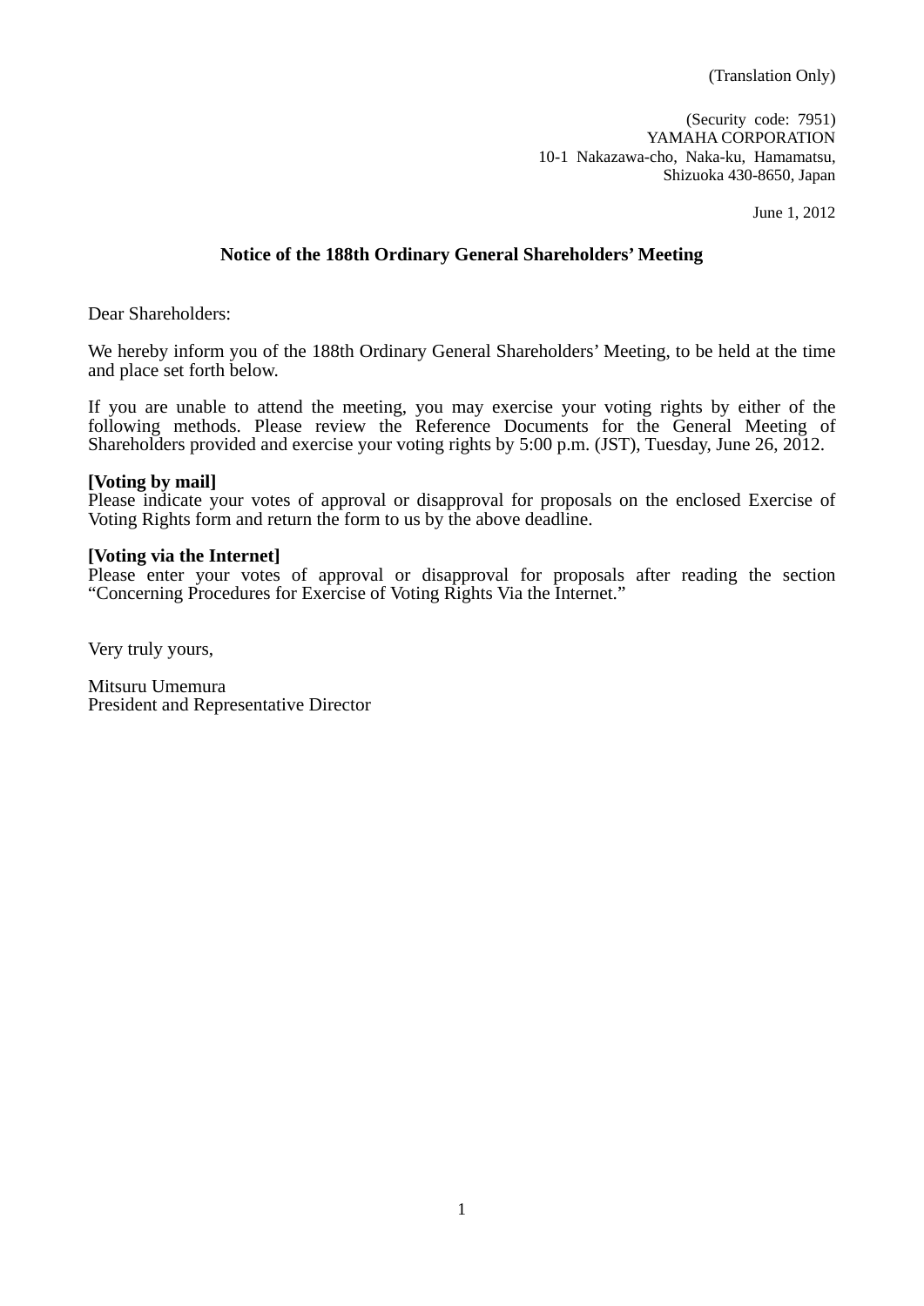(Translation Only)

(Security code: 7951)
YAMAHA CORPORATION
10-1 Nakazawa-cho, Naka-ku, Hamamatsu,
Shizuoka 430-8650, Japan

June 1, 2012

## Notice of the 188th Ordinary General Shareholders' Meeting

Dear Shareholders:

We hereby inform you of the 188th Ordinary General Shareholders' Meeting, to be held at the time and place set forth below.

If you are unable to attend the meeting, you may exercise your voting rights by either of the following methods. Please review the Reference Documents for the General Meeting of Shareholders provided and exercise your voting rights by 5:00 p.m. (JST), Tuesday, June 26, 2012.

**[Voting by mail]**
Please indicate your votes of approval or disapproval for proposals on the enclosed Exercise of Voting Rights form and return the form to us by the above deadline.

**[Voting via the Internet]**
Please enter your votes of approval or disapproval for proposals after reading the section "Concerning Procedures for Exercise of Voting Rights Via the Internet."

Very truly yours,

Mitsuru Umemura
President and Representative Director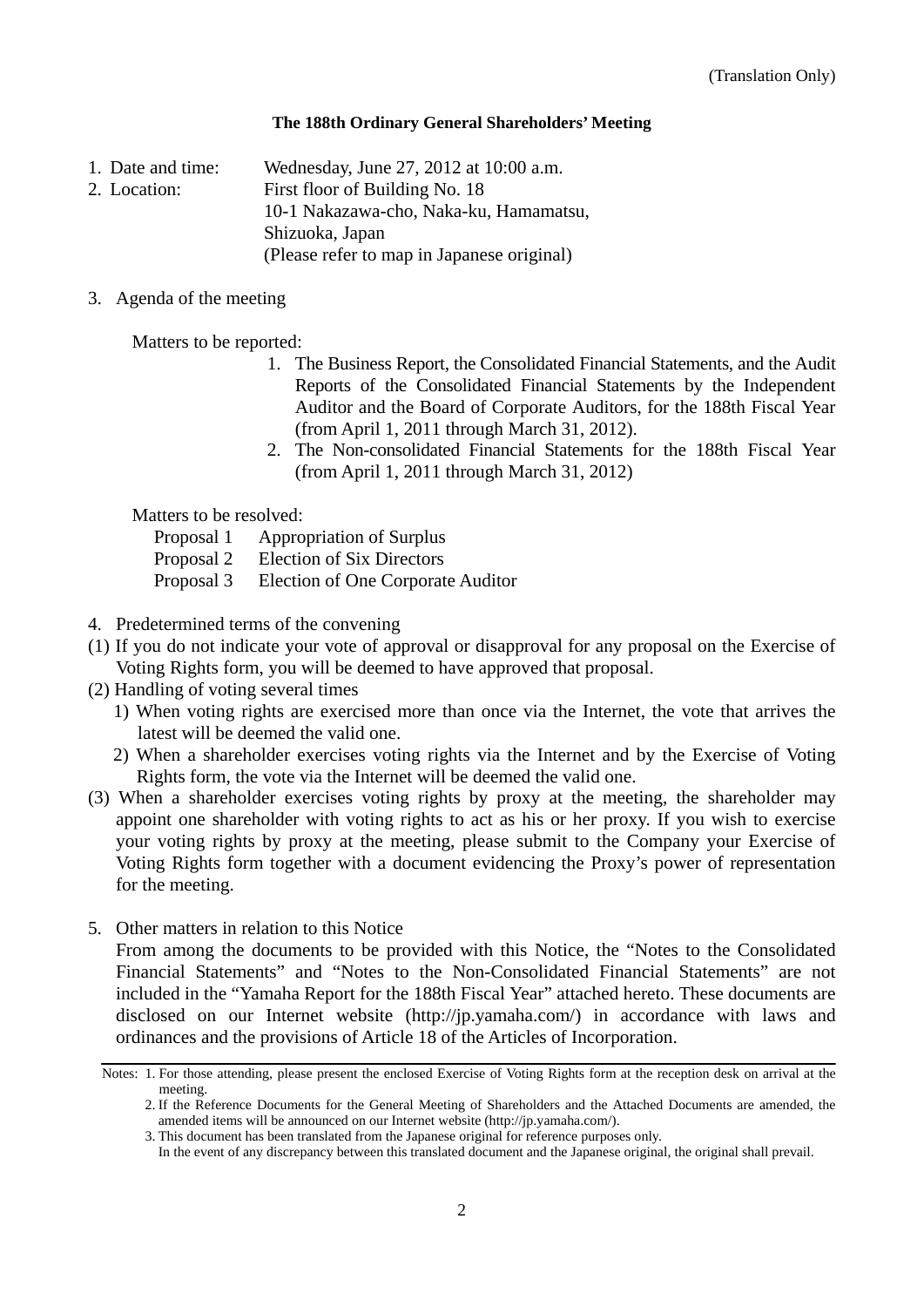(Translation Only)

**The 188th Ordinary General Shareholders' Meeting**

1. Date and time: Wednesday, June 27, 2012 at 10:00 a.m.
2. Location: First floor of Building No. 18
   10-1 Nakazawa-cho, Naka-ku, Hamamatsu,
   Shizuoka, Japan
   (Please refer to map in Japanese original)

3. Agenda of the meeting

   Matters to be reported:

   1. The Business Report, the Consolidated Financial Statements, and the Audit Reports of the Consolidated Financial Statements by the Independent Auditor and the Board of Corporate Auditors, for the 188th Fiscal Year (from April 1, 2011 through March 31, 2012).
   2. The Non-consolidated Financial Statements for the 188th Fiscal Year (from April 1, 2011 through March 31, 2012)

   Matters to be resolved:

   Proposal 1 Appropriation of Surplus
   Proposal 2 Election of Six Directors
   Proposal 3 Election of One Corporate Auditor

4. Predetermined terms of the convening

(1) If you do not indicate your vote of approval or disapproval for any proposal on the Exercise of Voting Rights form, you will be deemed to have approved that proposal.

(2) Handling of voting several times

   1) When voting rights are exercised more than once via the Internet, the vote that arrives the latest will be deemed the valid one.
   2) When a shareholder exercises voting rights via the Internet and by the Exercise of Voting Rights form, the vote via the Internet will be deemed the valid one.

(3) When a shareholder exercises voting rights by proxy at the meeting, the shareholder may appoint one shareholder with voting rights to act as his or her proxy. If you wish to exercise your voting rights by proxy at the meeting, please submit to the Company your Exercise of Voting Rights form together with a document evidencing the Proxy's power of representation for the meeting.

5. Other matters in relation to this Notice

   From among the documents to be provided with this Notice, the "Notes to the Consolidated Financial Statements" and "Notes to the Non-Consolidated Financial Statements" are not included in the "Yamaha Report for the 188th Fiscal Year" attached hereto. These documents are disclosed on our Internet website (http://jp.yamaha.com/) in accordance with laws and ordinances and the provisions of Article 18 of the Articles of Incorporation.

---

Notes: 1. For those attending, please present the enclosed Exercise of Voting Rights form at the reception desk on arrival at the meeting.

2. If the Reference Documents for the General Meeting of Shareholders and the Attached Documents are amended, the amended items will be announced on our Internet website (http://jp.yamaha.com/).

3. This document has been translated from the Japanese original for reference purposes only.
   In the event of any discrepancy between this translated document and the Japanese original, the original shall prevail.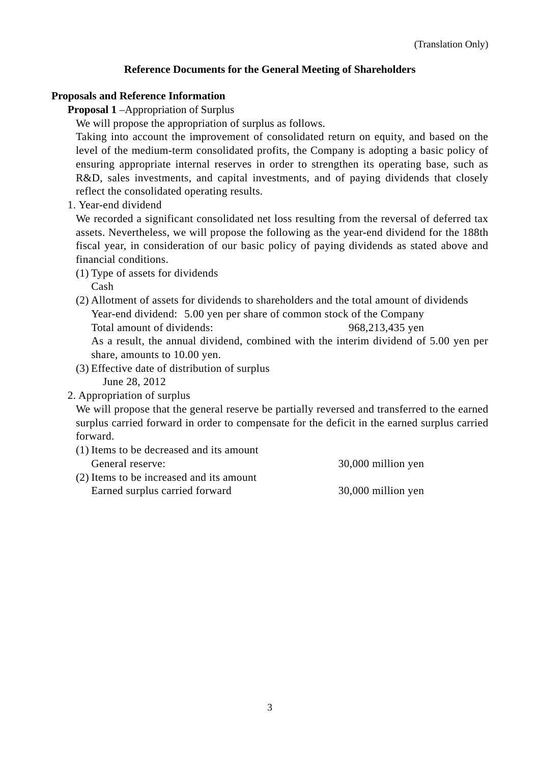(Translation Only)

## Reference Documents for the General Meeting of Shareholders

**Proposals and Reference Information**

**Proposal 1** –Appropriation of Surplus

We will propose the appropriation of surplus as follows.

Taking into account the improvement of consolidated return on equity, and based on the level of the medium-term consolidated profits, the Company is adopting a basic policy of ensuring appropriate internal reserves in order to strengthen its operating base, such as R&D, sales investments, and capital investments, and of paying dividends that closely reflect the consolidated operating results.

1. Year-end dividend

We recorded a significant consolidated net loss resulting from the reversal of deferred tax assets. Nevertheless, we will propose the following as the year-end dividend for the 188th fiscal year, in consideration of our basic policy of paying dividends as stated above and financial conditions.

(1) Type of assets for dividends
Cash

(2) Allotment of assets for dividends to shareholders and the total amount of dividends
Year-end dividend: 5.00 yen per share of common stock of the Company
Total amount of dividends: 968,213,435 yen
As a result, the annual dividend, combined with the interim dividend of 5.00 yen per share, amounts to 10.00 yen.

(3) Effective date of distribution of surplus
June 28, 2012

2. Appropriation of surplus

We will propose that the general reserve be partially reversed and transferred to the earned surplus carried forward in order to compensate for the deficit in the earned surplus carried forward.

(1) Items to be decreased and its amount
General reserve: 30,000 million yen

(2) Items to be increased and its amount
Earned surplus carried forward 30,000 million yen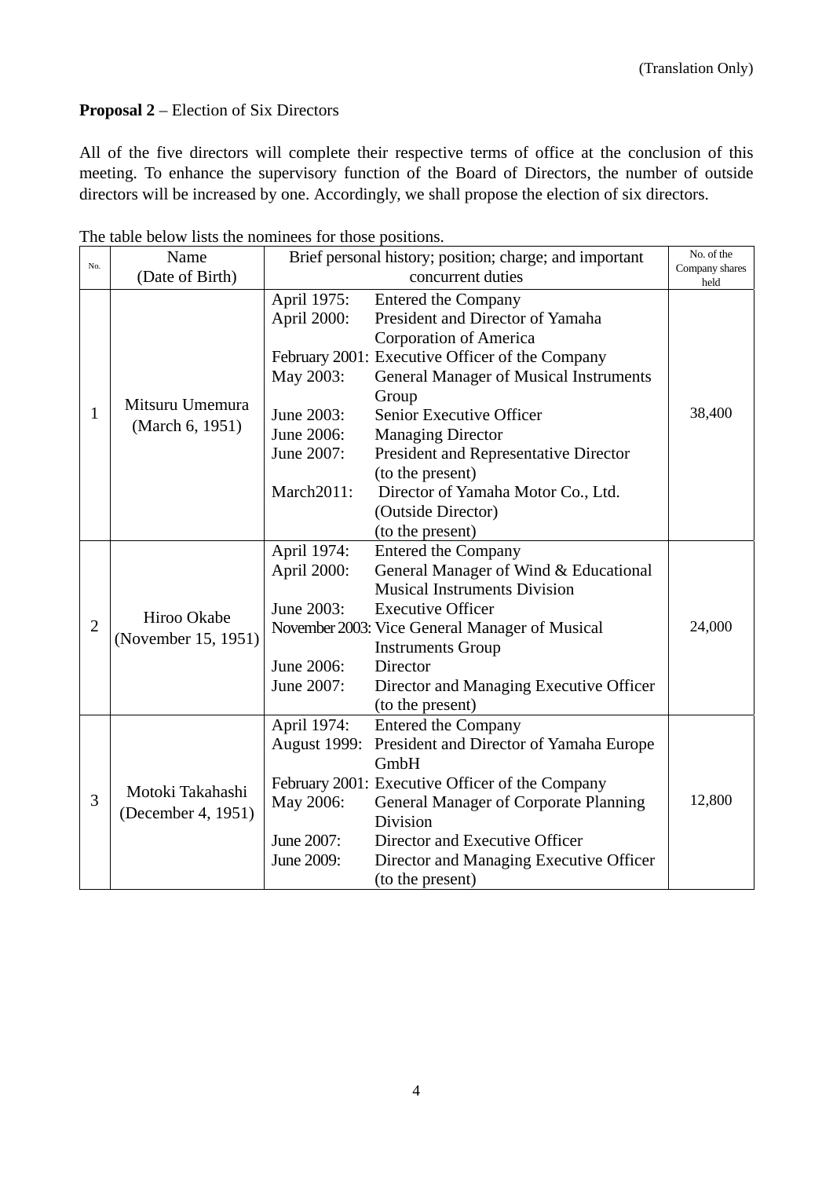(Translation Only)

**Proposal 2** – Election of Six Directors

All of the five directors will complete their respective terms of office at the conclusion of this meeting. To enhance the supervisory function of the Board of Directors, the number of outside directors will be increased by one. Accordingly, we shall propose the election of six directors.

The table below lists the nominees for those positions.

| No. | Name (Date of Birth) | Brief personal history; position; charge; and important concurrent duties | No. of the Company shares held |
|---|---|---|---|
| 1 | Mitsuru Umemura (March 6, 1951) | April 1975: Entered the Company<br>April 2000: President and Director of Yamaha Corporation of America<br>February 2001: Executive Officer of the Company<br>May 2003: General Manager of Musical Instruments Group<br>June 2003: Senior Executive Officer<br>June 2006: Managing Director<br>June 2007: President and Representative Director (to the present)<br>March2011: Director of Yamaha Motor Co., Ltd. (Outside Director) (to the present) | 38,400 |
| 2 | Hiroo Okabe (November 15, 1951) | April 1974: Entered the Company<br>April 2000: General Manager of Wind & Educational Musical Instruments Division<br>June 2003: Executive Officer<br>November 2003: Vice General Manager of Musical Instruments Group<br>June 2006: Director<br>June 2007: Director and Managing Executive Officer (to the present) | 24,000 |
| 3 | Motoki Takahashi (December 4, 1951) | April 1974: Entered the Company<br>August 1999: President and Director of Yamaha Europe GmbH<br>February 2001: Executive Officer of the Company<br>May 2006: General Manager of Corporate Planning Division<br>June 2007: Director and Executive Officer<br>June 2009: Director and Managing Executive Officer (to the present) | 12,800 |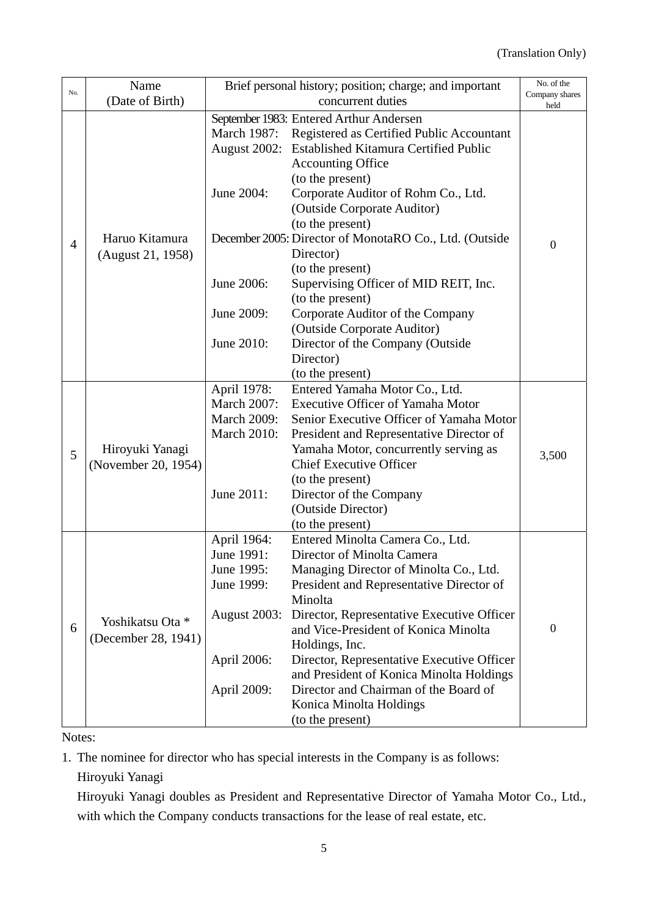(Translation Only)

| No. | Name (Date of Birth) | Brief personal history; position; charge; and important concurrent duties | No. of the Company shares held |
|---|---|---|---|
| 4 | Haruo Kitamura (August 21, 1958) | September 1983: Entered Arthur Andersen<br>March 1987: Registered as Certified Public Accountant<br>August 2002: Established Kitamura Certified Public Accounting Office (to the present)<br>June 2004: Corporate Auditor of Rohm Co., Ltd. (Outside Corporate Auditor) (to the present)<br>December 2005: Director of MonotaRO Co., Ltd. (Outside Director) (to the present)<br>June 2006: Supervising Officer of MID REIT, Inc. (to the present)<br>June 2009: Corporate Auditor of the Company (Outside Corporate Auditor)<br>June 2010: Director of the Company (Outside Director) (to the present) | 0 |
| 5 | Hiroyuki Yanagi (November 20, 1954) | April 1978: Entered Yamaha Motor Co., Ltd.<br>March 2007: Executive Officer of Yamaha Motor<br>March 2009: Senior Executive Officer of Yamaha Motor<br>March 2010: President and Representative Director of Yamaha Motor, concurrently serving as Chief Executive Officer (to the present)<br>June 2011: Director of the Company (Outside Director) (to the present) | 3,500 |
| 6 | Yoshikatsu Ota * (December 28, 1941) | April 1964: Entered Minolta Camera Co., Ltd.<br>June 1991: Director of Minolta Camera<br>June 1995: Managing Director of Minolta Co., Ltd.<br>June 1999: President and Representative Director of Minolta<br>August 2003: Director, Representative Executive Officer and Vice-President of Konica Minolta Holdings, Inc.<br>April 2006: Director, Representative Executive Officer and President of Konica Minolta Holdings<br>April 2009: Director and Chairman of the Board of Konica Minolta Holdings (to the present) | 0 |

Notes:

1. The nominee for director who has special interests in the Company is as follows:

   Hiroyuki Yanagi

   Hiroyuki Yanagi doubles as President and Representative Director of Yamaha Motor Co., Ltd., with which the Company conducts transactions for the lease of real estate, etc.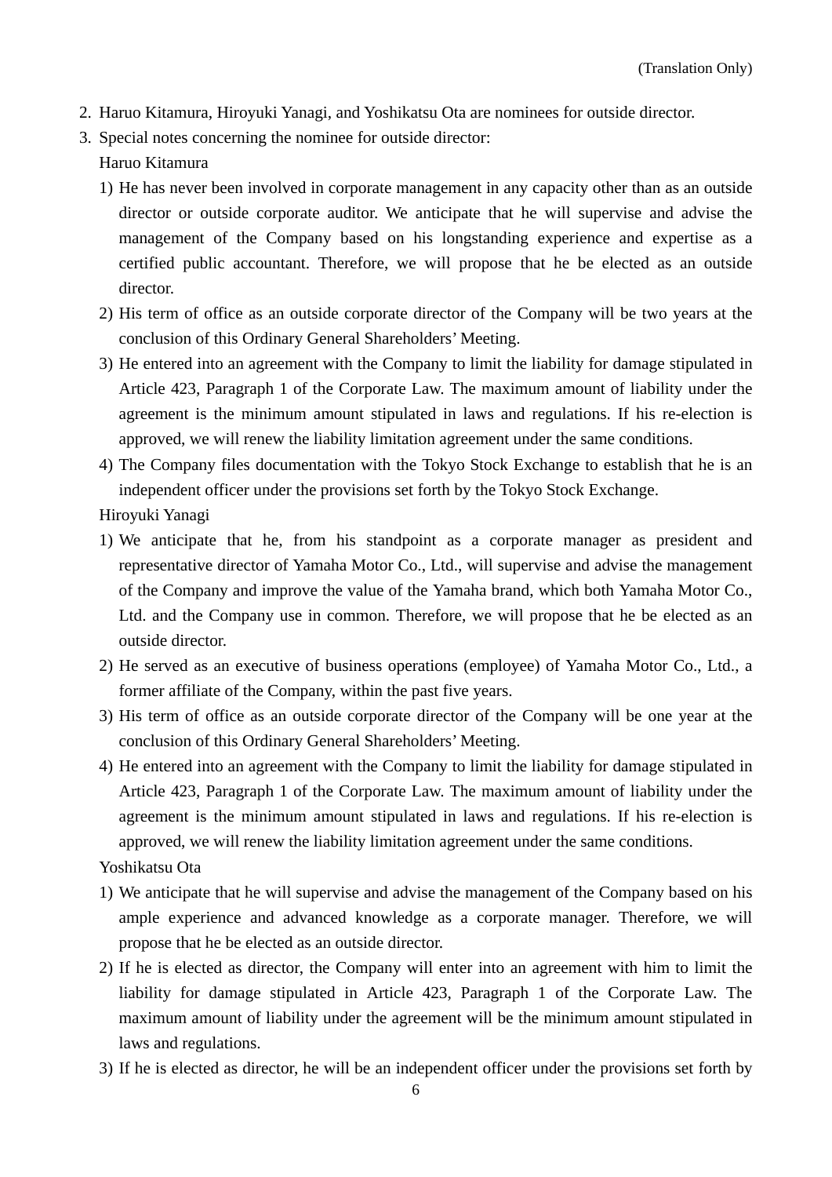(Translation Only)

2. Haruo Kitamura, Hiroyuki Yanagi, and Yoshikatsu Ota are nominees for outside director.
3. Special notes concerning the nominee for outside director:

   Haruo Kitamura

   1) He has never been involved in corporate management in any capacity other than as an outside director or outside corporate auditor. We anticipate that he will supervise and advise the management of the Company based on his longstanding experience and expertise as a certified public accountant. Therefore, we will propose that he be elected as an outside director.
   2) His term of office as an outside corporate director of the Company will be two years at the conclusion of this Ordinary General Shareholders' Meeting.
   3) He entered into an agreement with the Company to limit the liability for damage stipulated in Article 423, Paragraph 1 of the Corporate Law. The maximum amount of liability under the agreement is the minimum amount stipulated in laws and regulations. If his re-election is approved, we will renew the liability limitation agreement under the same conditions.
   4) The Company files documentation with the Tokyo Stock Exchange to establish that he is an independent officer under the provisions set forth by the Tokyo Stock Exchange.

   Hiroyuki Yanagi

   1) We anticipate that he, from his standpoint as a corporate manager as president and representative director of Yamaha Motor Co., Ltd., will supervise and advise the management of the Company and improve the value of the Yamaha brand, which both Yamaha Motor Co., Ltd. and the Company use in common. Therefore, we will propose that he be elected as an outside director.
   2) He served as an executive of business operations (employee) of Yamaha Motor Co., Ltd., a former affiliate of the Company, within the past five years.
   3) His term of office as an outside corporate director of the Company will be one year at the conclusion of this Ordinary General Shareholders' Meeting.
   4) He entered into an agreement with the Company to limit the liability for damage stipulated in Article 423, Paragraph 1 of the Corporate Law. The maximum amount of liability under the agreement is the minimum amount stipulated in laws and regulations. If his re-election is approved, we will renew the liability limitation agreement under the same conditions.

   Yoshikatsu Ota

   1) We anticipate that he will supervise and advise the management of the Company based on his ample experience and advanced knowledge as a corporate manager. Therefore, we will propose that he be elected as an outside director.
   2) If he is elected as director, the Company will enter into an agreement with him to limit the liability for damage stipulated in Article 423, Paragraph 1 of the Corporate Law. The maximum amount of liability under the agreement will be the minimum amount stipulated in laws and regulations.
   3) If he is elected as director, he will be an independent officer under the provisions set forth by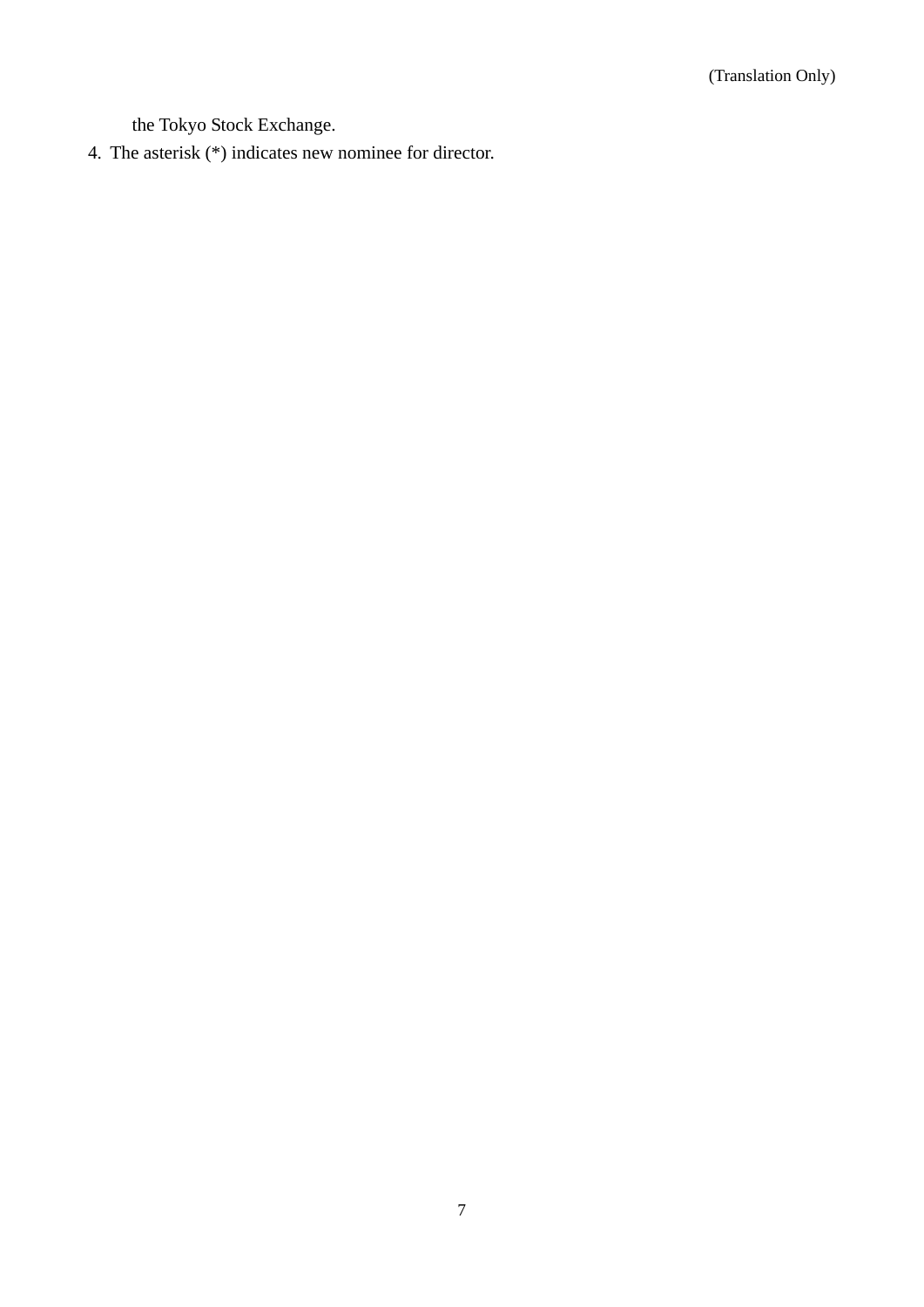the Tokyo Stock Exchange.

4. The asterisk (*) indicates new nominee for director.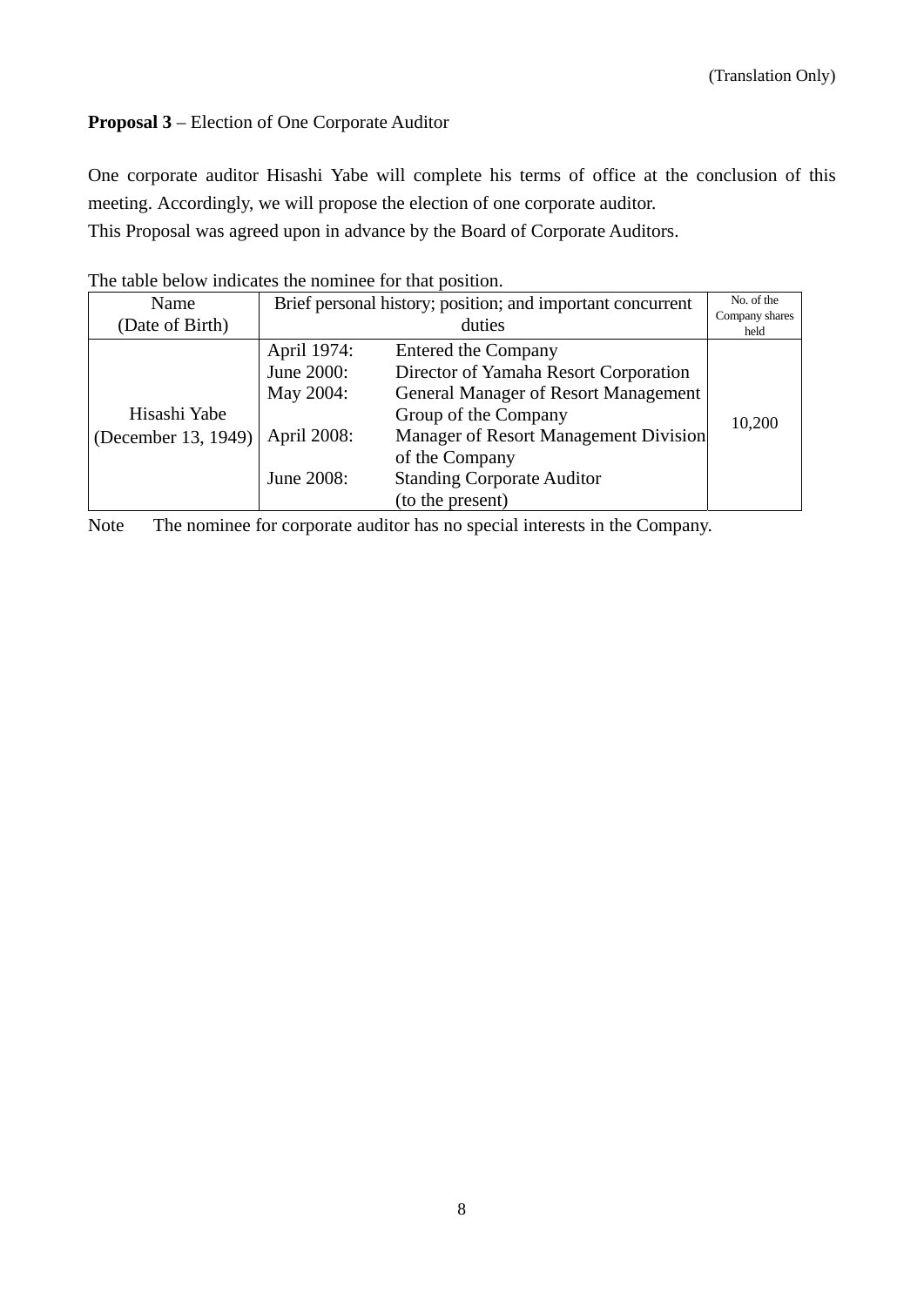(Translation Only)

**Proposal 3** – Election of One Corporate Auditor

One corporate auditor Hisashi Yabe will complete his terms of office at the conclusion of this meeting. Accordingly, we will propose the election of one corporate auditor.
This Proposal was agreed upon in advance by the Board of Corporate Auditors.

The table below indicates the nominee for that position.

| Name (Date of Birth) | Brief personal history; position; and important concurrent duties | | No. of the Company shares held |
|---|---|---|---|
| Hisashi Yabe (December 13, 1949) | April 1974: | Entered the Company | 10,200 |
| | June 2000: | Director of Yamaha Resort Corporation | |
| | May 2004: | General Manager of Resort Management Group of the Company | |
| | April 2008: | Manager of Resort Management Division of the Company | |
| | June 2008: | Standing Corporate Auditor (to the present) | |

Note The nominee for corporate auditor has no special interests in the Company.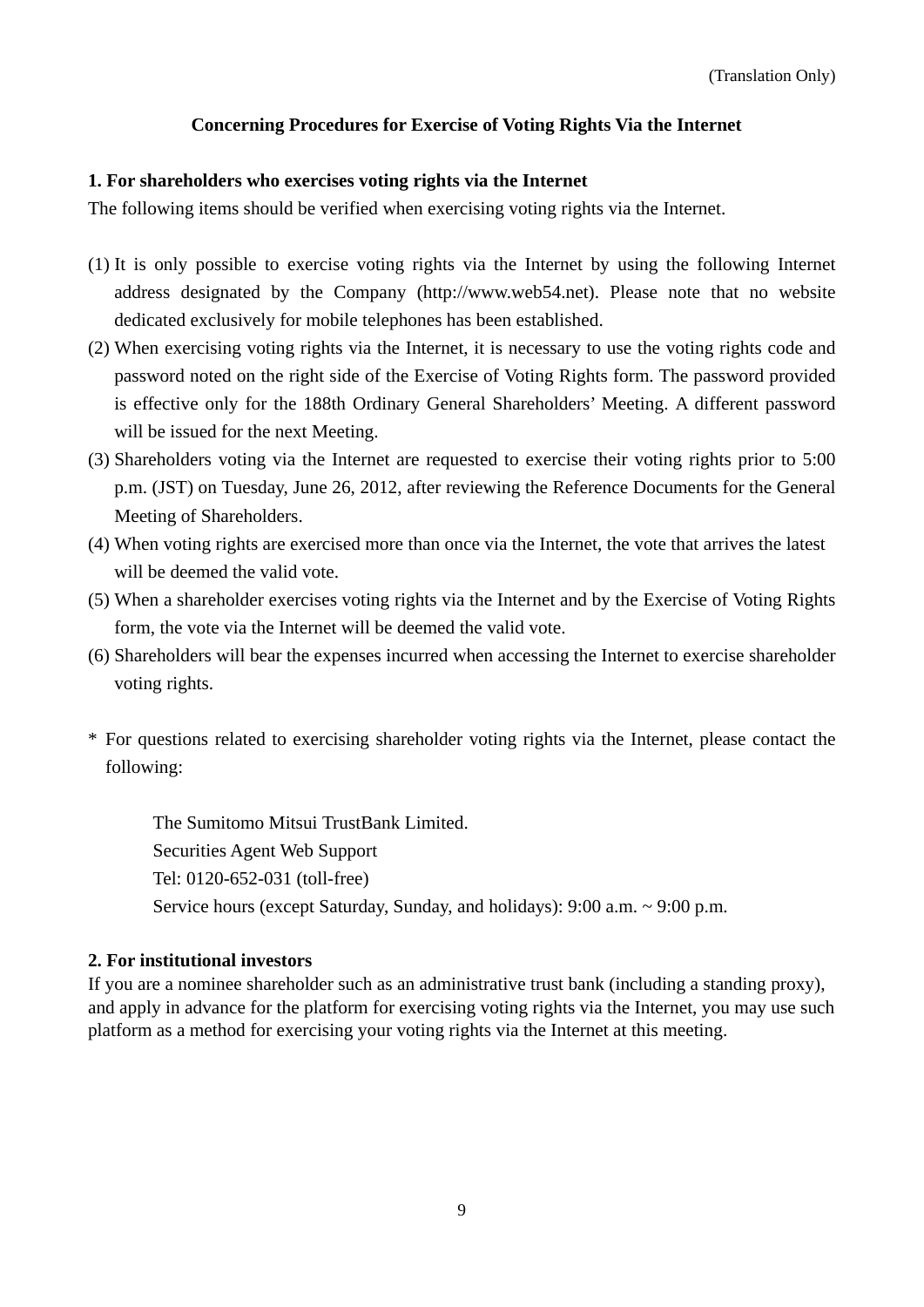(Translation Only)

## Concerning Procedures for Exercise of Voting Rights Via the Internet

### 1. For shareholders who exercises voting rights via the Internet

The following items should be verified when exercising voting rights via the Internet.

(1) It is only possible to exercise voting rights via the Internet by using the following Internet address designated by the Company (http://www.web54.net). Please note that no website dedicated exclusively for mobile telephones has been established.

(2) When exercising voting rights via the Internet, it is necessary to use the voting rights code and password noted on the right side of the Exercise of Voting Rights form. The password provided is effective only for the 188th Ordinary General Shareholders' Meeting. A different password will be issued for the next Meeting.

(3) Shareholders voting via the Internet are requested to exercise their voting rights prior to 5:00 p.m. (JST) on Tuesday, June 26, 2012, after reviewing the Reference Documents for the General Meeting of Shareholders.

(4) When voting rights are exercised more than once via the Internet, the vote that arrives the latest will be deemed the valid vote.

(5) When a shareholder exercises voting rights via the Internet and by the Exercise of Voting Rights form, the vote via the Internet will be deemed the valid vote.

(6) Shareholders will bear the expenses incurred when accessing the Internet to exercise shareholder voting rights.

\* For questions related to exercising shareholder voting rights via the Internet, please contact the following:

> The Sumitomo Mitsui TrustBank Limited.
> Securities Agent Web Support
> Tel: 0120-652-031 (toll-free)
> Service hours (except Saturday, Sunday, and holidays): 9:00 a.m. ~ 9:00 p.m.

### 2. For institutional investors

If you are a nominee shareholder such as an administrative trust bank (including a standing proxy), and apply in advance for the platform for exercising voting rights via the Internet, you may use such platform as a method for exercising your voting rights via the Internet at this meeting.